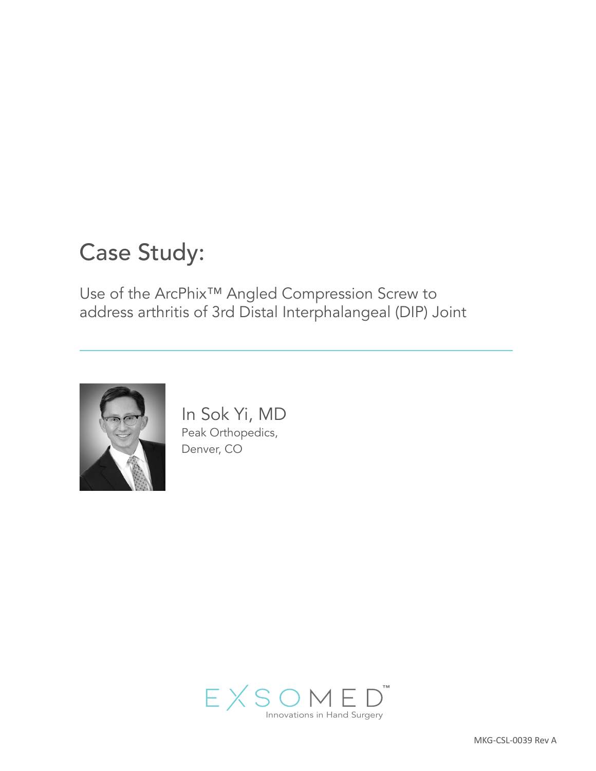# Case Study:

Use of the ArcPhix™ Angled Compression Screw to address arthritis of 3rd Distal Interphalangeal (DIP) Joint

In Sok Yi, MD
Peak Orthopedics,
Denver, CO

EXSOMED™
Innovations in Hand Surgery

MKG-CSL-0039 Rev A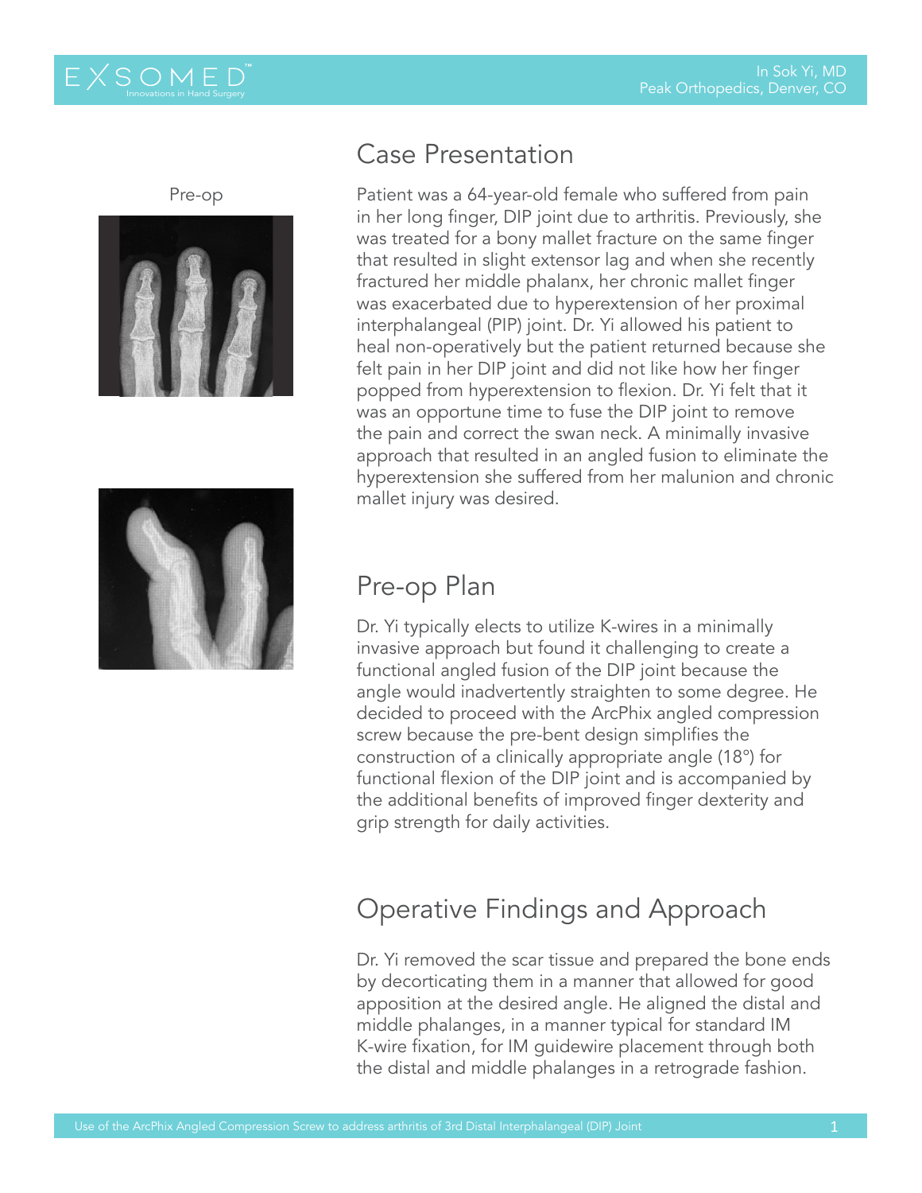Pre-op

## Case Presentation

Patient was a 64-year-old female who suffered from pain in her long finger, DIP joint due to arthritis. Previously, she was treated for a bony mallet fracture on the same finger that resulted in slight extensor lag and when she recently fractured her middle phalanx, her chronic mallet finger was exacerbated due to hyperextension of her proximal interphalangeal (PIP) joint. Dr. Yi allowed his patient to heal non-operatively but the patient returned because she felt pain in her DIP joint and did not like how her finger popped from hyperextension to flexion. Dr. Yi felt that it was an opportune time to fuse the DIP joint to remove the pain and correct the swan neck. A minimally invasive approach that resulted in an angled fusion to eliminate the hyperextension she suffered from her malunion and chronic mallet injury was desired.

## Pre-op Plan

Dr. Yi typically elects to utilize K-wires in a minimally invasive approach but found it challenging to create a functional angled fusion of the DIP joint because the angle would inadvertently straighten to some degree. He decided to proceed with the ArcPhix angled compression screw because the pre-bent design simplifies the construction of a clinically appropriate angle (18°) for functional flexion of the DIP joint and is accompanied by the additional benefits of improved finger dexterity and grip strength for daily activities.

## Operative Findings and Approach

Dr. Yi removed the scar tissue and prepared the bone ends by decorticating them in a manner that allowed for good apposition at the desired angle. He aligned the distal and middle phalanges, in a manner typical for standard IM K-wire fixation, for IM guidewire placement through both the distal and middle phalanges in a retrograde fashion.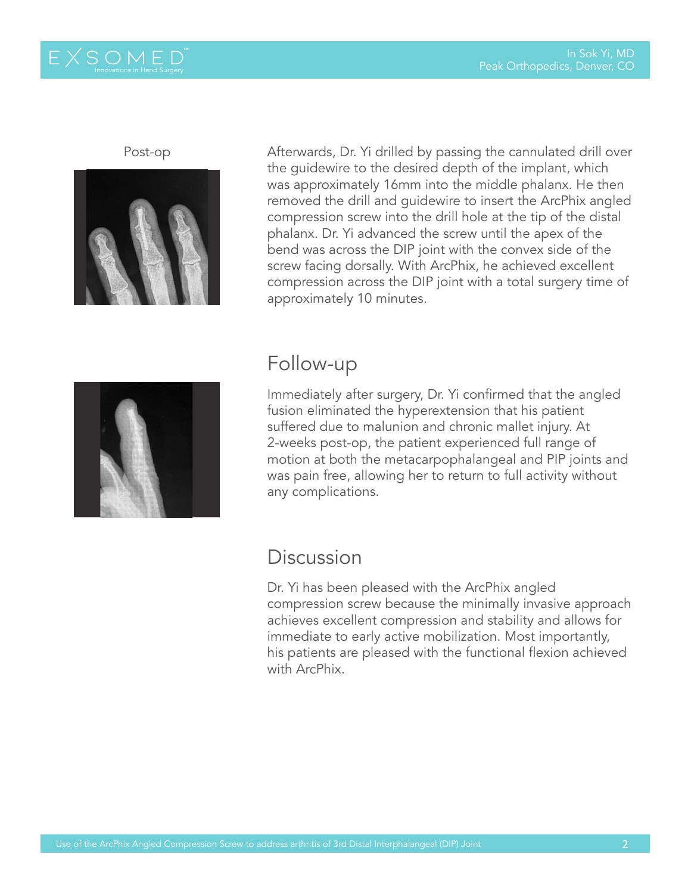Post-op

Afterwards, Dr. Yi drilled by passing the cannulated drill over the guidewire to the desired depth of the implant, which was approximately 16mm into the middle phalanx. He then removed the drill and guidewire to insert the ArcPhix angled compression screw into the drill hole at the tip of the distal phalanx. Dr. Yi advanced the screw until the apex of the bend was across the DIP joint with the convex side of the screw facing dorsally. With ArcPhix, he achieved excellent compression across the DIP joint with a total surgery time of approximately 10 minutes.

## Follow-up

Immediately after surgery, Dr. Yi confirmed that the angled fusion eliminated the hyperextension that his patient suffered due to malunion and chronic mallet injury. At 2-weeks post-op, the patient experienced full range of motion at both the metacarpophalangeal and PIP joints and was pain free, allowing her to return to full activity without any complications.

## Discussion

Dr. Yi has been pleased with the ArcPhix angled compression screw because the minimally invasive approach achieves excellent compression and stability and allows for immediate to early active mobilization. Most importantly, his patients are pleased with the functional flexion achieved with ArcPhix.